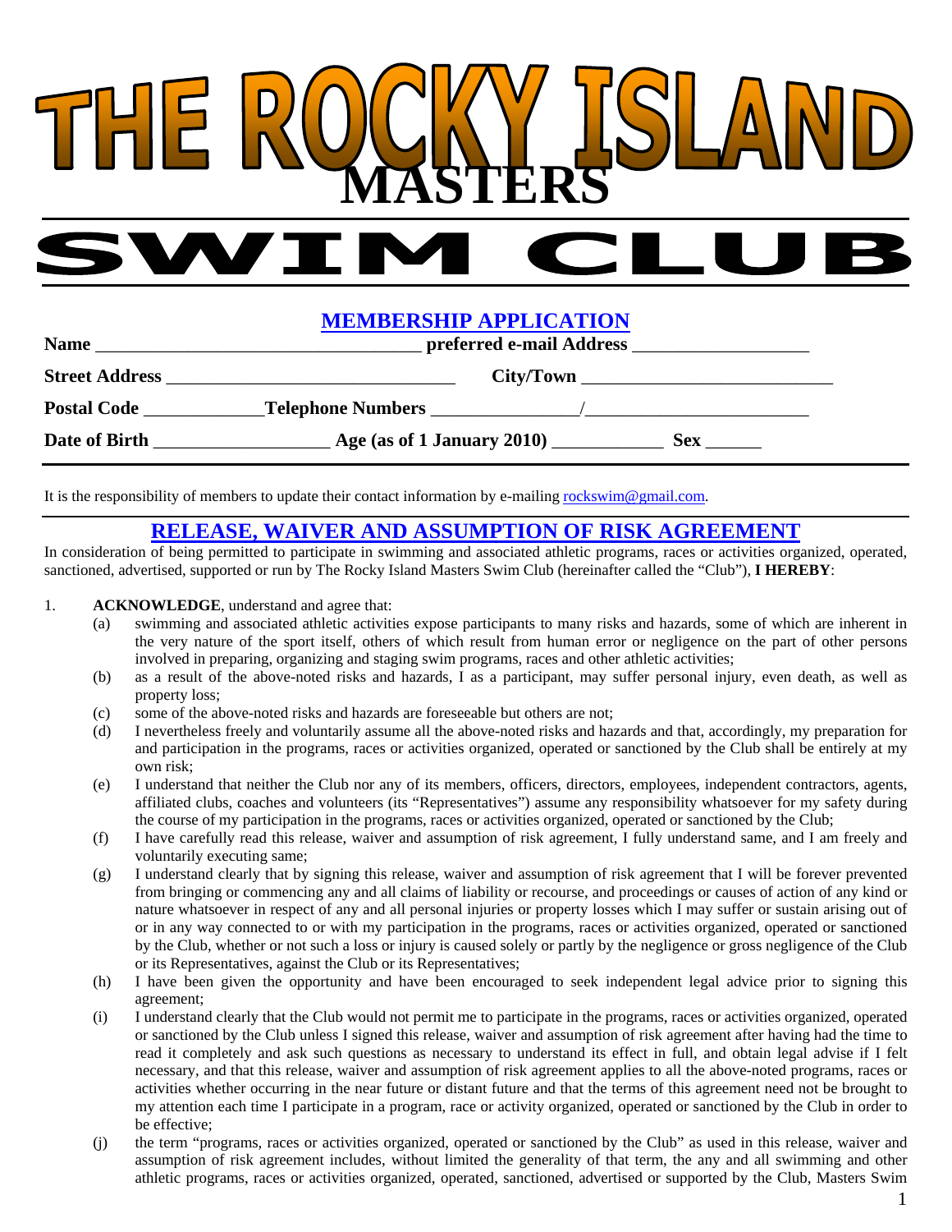# THE ROCKY ISLAND MASTERS SWIM CLUB

## MEMBERSHIP APPLICATION

**Name** ___________________________________ **preferred e-mail Address** ___________________

**Street Address** _______________________________ **City/Town** ___________________________

**Postal Code** ____________ **Telephone Numbers** _______________/_______________________

**Date of Birth** __________________ **Age (as of 1 January 2010)** ___________ **Sex** ______

---

It is the responsibility of members to update their contact information by e-mailing rockswim@gmail.com.

## RELEASE, WAIVER AND ASSUMPTION OF RISK AGREEMENT

In consideration of being permitted to participate in swimming and associated athletic programs, races or activities organized, operated, sanctioned, advertised, supported or run by The Rocky Island Masters Swim Club (hereinafter called the "Club"), **I HEREBY**:

1. **ACKNOWLEDGE**, understand and agree that:
   (a) swimming and associated athletic activities expose participants to many risks and hazards, some of which are inherent in the very nature of the sport itself, others of which result from human error or negligence on the part of other persons involved in preparing, organizing and staging swim programs, races and other athletic activities;
   (b) as a result of the above-noted risks and hazards, I as a participant, may suffer personal injury, even death, as well as property loss;
   (c) some of the above-noted risks and hazards are foreseeable but others are not;
   (d) I nevertheless freely and voluntarily assume all the above-noted risks and hazards and that, accordingly, my preparation for and participation in the programs, races or activities organized, operated or sanctioned by the Club shall be entirely at my own risk;
   (e) I understand that neither the Club nor any of its members, officers, directors, employees, independent contractors, agents, affiliated clubs, coaches and volunteers (its "Representatives") assume any responsibility whatsoever for my safety during the course of my participation in the programs, races or activities organized, operated or sanctioned by the Club;
   (f) I have carefully read this release, waiver and assumption of risk agreement, I fully understand same, and I am freely and voluntarily executing same;
   (g) I understand clearly that by signing this release, waiver and assumption of risk agreement that I will be forever prevented from bringing or commencing any and all claims of liability or recourse, and proceedings or causes of action of any kind or nature whatsoever in respect of any and all personal injuries or property losses which I may suffer or sustain arising out of or in any way connected to or with my participation in the programs, races or activities organized, operated or sanctioned by the Club, whether or not such a loss or injury is caused solely or partly by the negligence or gross negligence of the Club or its Representatives, against the Club or its Representatives;
   (h) I have been given the opportunity and have been encouraged to seek independent legal advice prior to signing this agreement;
   (i) I understand clearly that the Club would not permit me to participate in the programs, races or activities organized, operated or sanctioned by the Club unless I signed this release, waiver and assumption of risk agreement after having had the time to read it completely and ask such questions as necessary to understand its effect in full, and obtain legal advise if I felt necessary, and that this release, waiver and assumption of risk agreement applies to all the above-noted programs, races or activities whether occurring in the near future or distant future and that the terms of this agreement need not be brought to my attention each time I participate in a program, race or activity organized, operated or sanctioned by the Club in order to be effective;
   (j) the term "programs, races or activities organized, operated or sanctioned by the Club" as used in this release, waiver and assumption of risk agreement includes, without limited the generality of that term, the any and all swimming and other athletic programs, races or activities organized, operated, sanctioned, advertised or supported by the Club, Masters Swim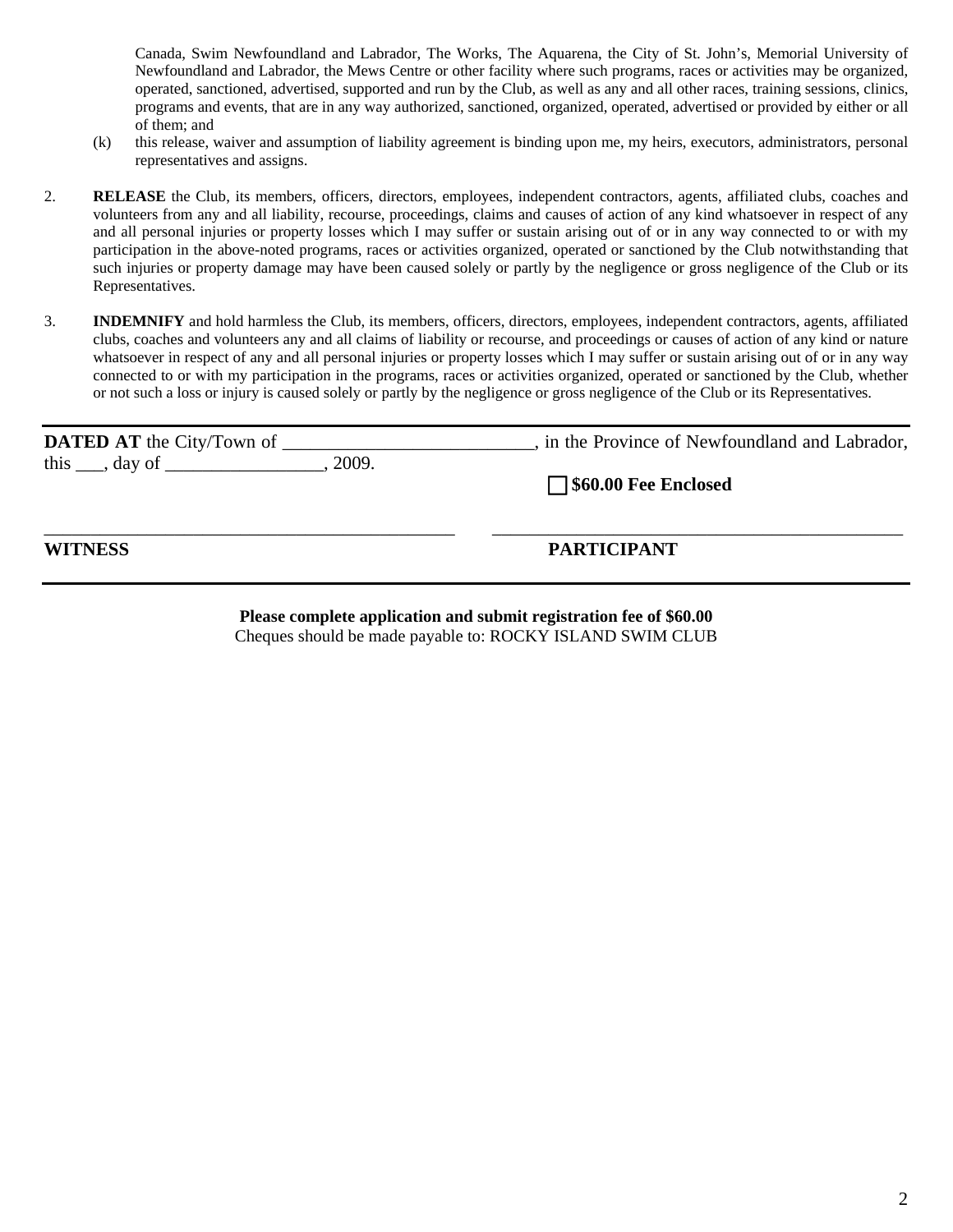Canada, Swim Newfoundland and Labrador, The Works, The Aquarena, the City of St. John's, Memorial University of Newfoundland and Labrador, the Mews Centre or other facility where such programs, races or activities may be organized, operated, sanctioned, advertised, supported and run by the Club, as well as any and all other races, training sessions, clinics, programs and events, that are in any way authorized, sanctioned, organized, operated, advertised or provided by either or all of them; and

(k) this release, waiver and assumption of liability agreement is binding upon me, my heirs, executors, administrators, personal representatives and assigns.

2. **RELEASE** the Club, its members, officers, directors, employees, independent contractors, agents, affiliated clubs, coaches and volunteers from any and all liability, recourse, proceedings, claims and causes of action of any kind whatsoever in respect of any and all personal injuries or property losses which I may suffer or sustain arising out of or in any way connected to or with my participation in the above-noted programs, races or activities organized, operated or sanctioned by the Club notwithstanding that such injuries or property damage may have been caused solely or partly by the negligence or gross negligence of the Club or its Representatives.

3. **INDEMNIFY** and hold harmless the Club, its members, officers, directors, employees, independent contractors, agents, affiliated clubs, coaches and volunteers any and all claims of liability or recourse, and proceedings or causes of action of any kind or nature whatsoever in respect of any and all personal injuries or property losses which I may suffer or sustain arising out of or in any way connected to or with my participation in the programs, races or activities organized, operated or sanctioned by the Club, whether or not such a loss or injury is caused solely or partly by the negligence or gross negligence of the Club or its Representatives.

---

**DATED AT** the City/Town of ___________________________, in the Province of Newfoundland and Labrador, this ___, day of _________________, 2009.

☐ **$60.00 Fee Enclosed**

_____________________________________________ _____________________________________________

**WITNESS** **PARTICIPANT**

---

**Please complete application and submit registration fee of $60.00**

Cheques should be made payable to: ROCKY ISLAND SWIM CLUB